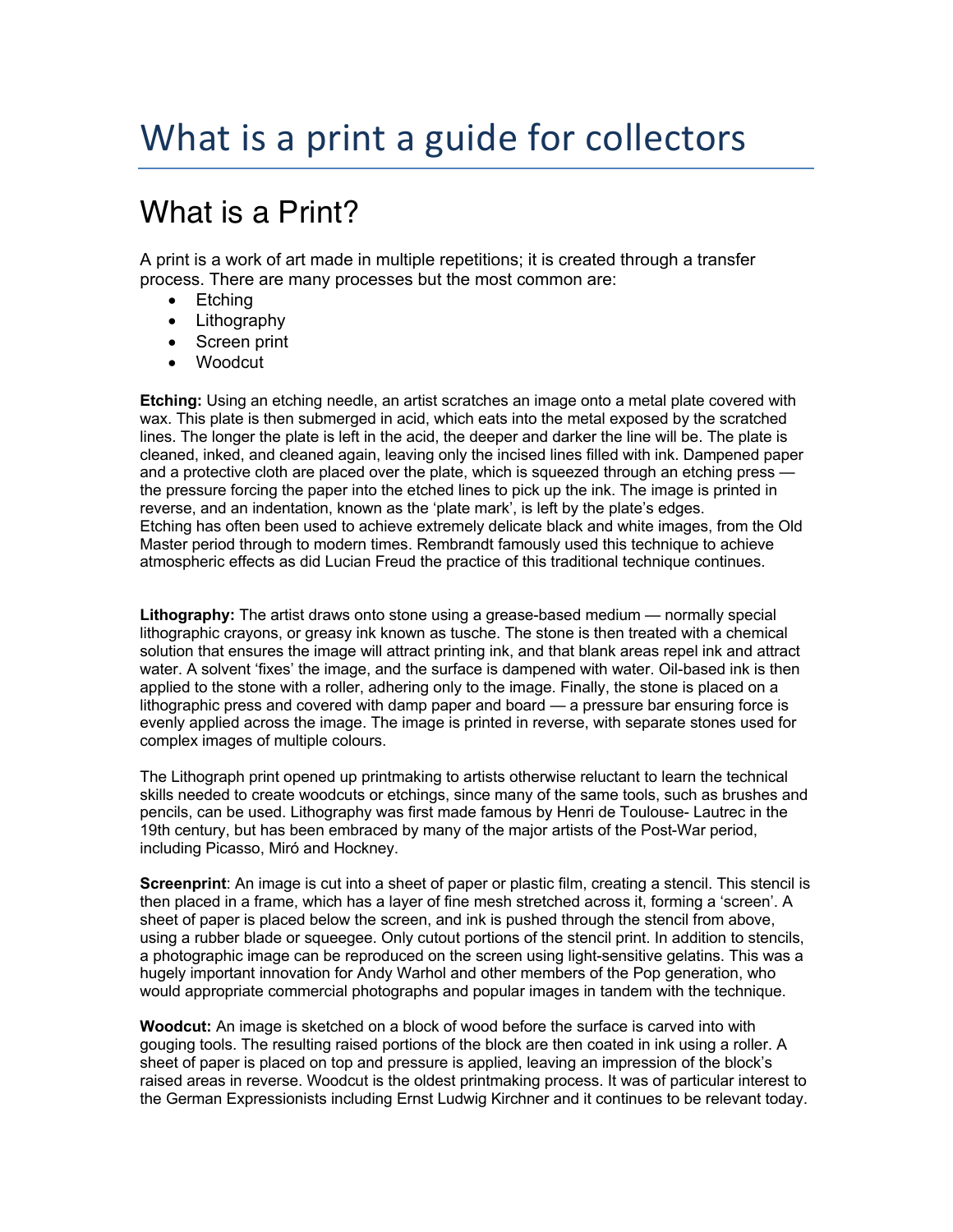# What is a print a guide for collectors

## What is a Print?

A print is a work of art made in multiple repetitions; it is created through a transfer process. There are many processes but the most common are:

- Etching
- Lithography
- Screen print
- Woodcut

**Etching:** Using an etching needle, an artist scratches an image onto a metal plate covered with wax. This plate is then submerged in acid, which eats into the metal exposed by the scratched lines. The longer the plate is left in the acid, the deeper and darker the line will be. The plate is cleaned, inked, and cleaned again, leaving only the incised lines filled with ink. Dampened paper and a protective cloth are placed over the plate, which is squeezed through an etching press — the pressure forcing the paper into the etched lines to pick up the ink. The image is printed in reverse, and an indentation, known as the 'plate mark', is left by the plate's edges.
Etching has often been used to achieve extremely delicate black and white images, from the Old Master period through to modern times. Rembrandt famously used this technique to achieve atmospheric effects as did Lucian Freud the practice of this traditional technique continues.

**Lithography:** The artist draws onto stone using a grease-based medium — normally special lithographic crayons, or greasy ink known as tusche. The stone is then treated with a chemical solution that ensures the image will attract printing ink, and that blank areas repel ink and attract water. A solvent 'fixes' the image, and the surface is dampened with water. Oil-based ink is then applied to the stone with a roller, adhering only to the image. Finally, the stone is placed on a lithographic press and covered with damp paper and board — a pressure bar ensuring force is evenly applied across the image. The image is printed in reverse, with separate stones used for complex images of multiple colours.

The Lithograph print opened up printmaking to artists otherwise reluctant to learn the technical skills needed to create woodcuts or etchings, since many of the same tools, such as brushes and pencils, can be used. Lithography was first made famous by Henri de Toulouse- Lautrec in the 19th century, but has been embraced by many of the major artists of the Post-War period, including Picasso, Miró and Hockney.

**Screenprint**: An image is cut into a sheet of paper or plastic film, creating a stencil. This stencil is then placed in a frame, which has a layer of fine mesh stretched across it, forming a 'screen'. A sheet of paper is placed below the screen, and ink is pushed through the stencil from above, using a rubber blade or squeegee. Only cutout portions of the stencil print. In addition to stencils, a photographic image can be reproduced on the screen using light-sensitive gelatins. This was a hugely important innovation for Andy Warhol and other members of the Pop generation, who would appropriate commercial photographs and popular images in tandem with the technique.

**Woodcut:** An image is sketched on a block of wood before the surface is carved into with gouging tools. The resulting raised portions of the block are then coated in ink using a roller. A sheet of paper is placed on top and pressure is applied, leaving an impression of the block's raised areas in reverse. Woodcut is the oldest printmaking process. It was of particular interest to the German Expressionists including Ernst Ludwig Kirchner and it continues to be relevant today.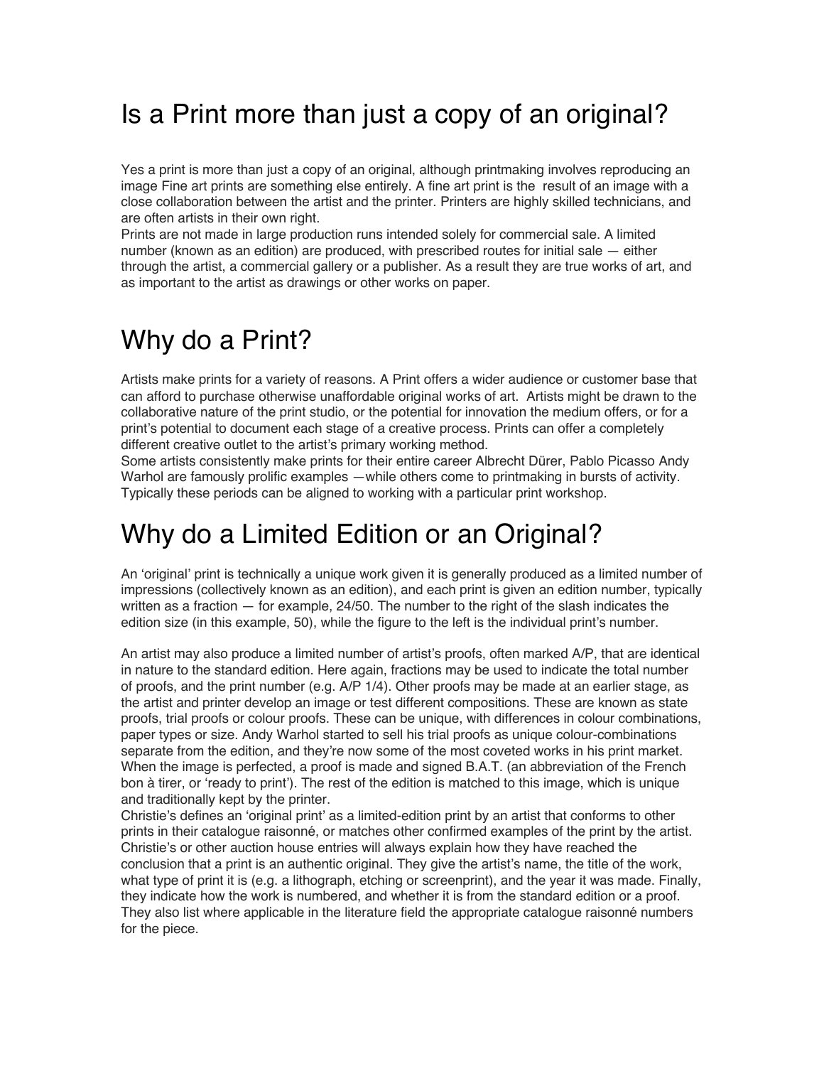# Is a Print more than just a copy of an original?

Yes a print is more than just a copy of an original, although printmaking involves reproducing an image Fine art prints are something else entirely. A fine art print is the  result of an image with a close collaboration between the artist and the printer. Printers are highly skilled technicians, and are often artists in their own right.
Prints are not made in large production runs intended solely for commercial sale. A limited number (known as an edition) are produced, with prescribed routes for initial sale — either through the artist, a commercial gallery or a publisher. As a result they are true works of art, and as important to the artist as drawings or other works on paper.

# Why do a Print?

Artists make prints for a variety of reasons. A Print offers a wider audience or customer base that can afford to purchase otherwise unaffordable original works of art.  Artists might be drawn to the collaborative nature of the print studio, or the potential for innovation the medium offers, or for a print's potential to document each stage of a creative process. Prints can offer a completely different creative outlet to the artist's primary working method.
Some artists consistently make prints for their entire career Albrecht Dürer, Pablo Picasso Andy Warhol are famously prolific examples —while others come to printmaking in bursts of activity. Typically these periods can be aligned to working with a particular print workshop.

# Why do a Limited Edition or an Original?

An 'original' print is technically a unique work given it is generally produced as a limited number of impressions (collectively known as an edition), and each print is given an edition number, typically written as a fraction — for example, 24/50. The number to the right of the slash indicates the edition size (in this example, 50), while the figure to the left is the individual print's number.

An artist may also produce a limited number of artist's proofs, often marked A/P, that are identical in nature to the standard edition. Here again, fractions may be used to indicate the total number of proofs, and the print number (e.g. A/P 1/4). Other proofs may be made at an earlier stage, as the artist and printer develop an image or test different compositions. These are known as state proofs, trial proofs or colour proofs. These can be unique, with differences in colour combinations, paper types or size. Andy Warhol started to sell his trial proofs as unique colour-combinations separate from the edition, and they're now some of the most coveted works in his print market. When the image is perfected, a proof is made and signed B.A.T. (an abbreviation of the French bon à tirer, or 'ready to print'). The rest of the edition is matched to this image, which is unique and traditionally kept by the printer.
Christie's defines an 'original print' as a limited-edition print by an artist that conforms to other prints in their catalogue raisonné, or matches other confirmed examples of the print by the artist. Christie's or other auction house entries will always explain how they have reached the conclusion that a print is an authentic original. They give the artist's name, the title of the work, what type of print it is (e.g. a lithograph, etching or screenprint), and the year it was made. Finally, they indicate how the work is numbered, and whether it is from the standard edition or a proof. They also list where applicable in the literature field the appropriate catalogue raisonné numbers for the piece.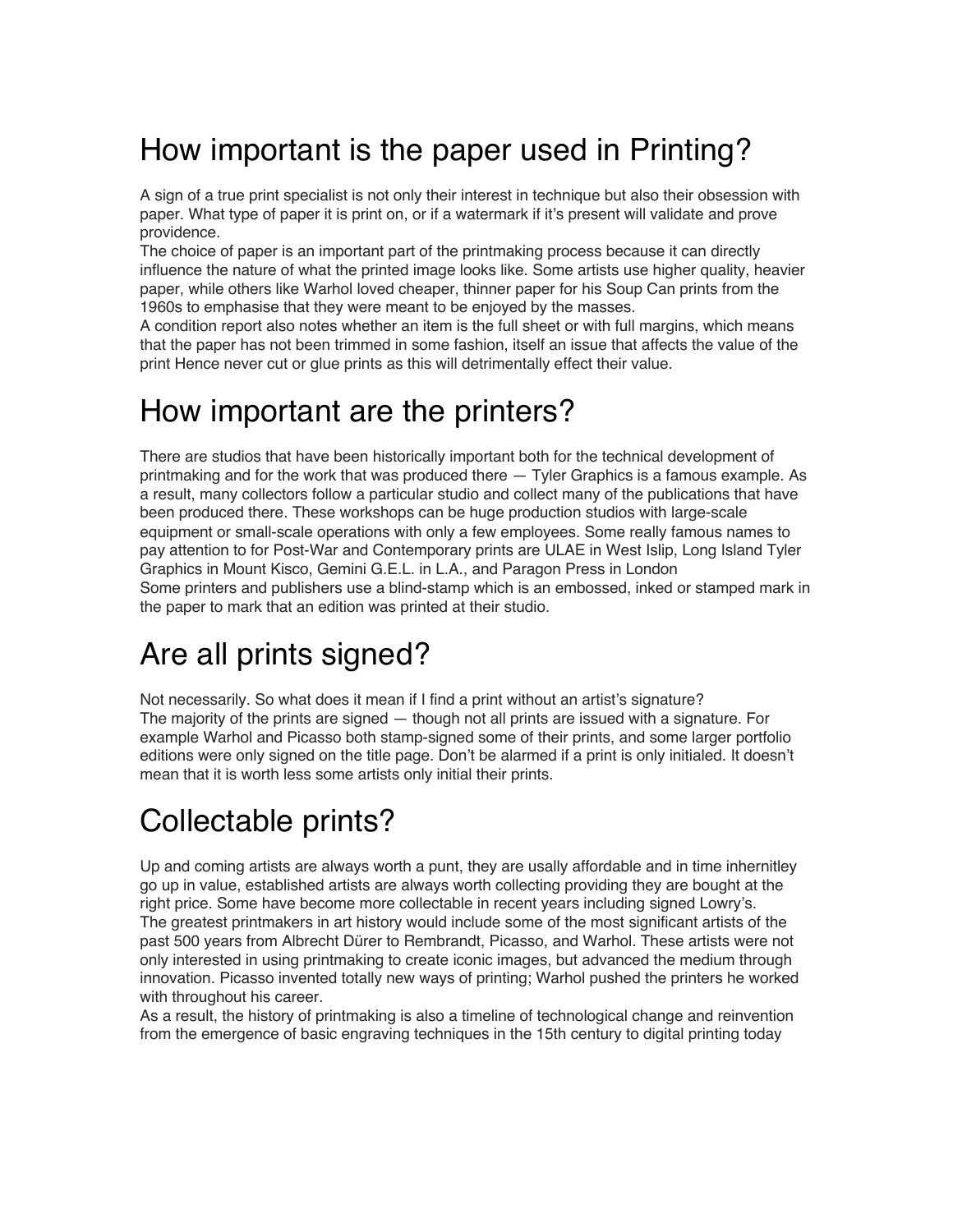# How important is the paper used in Printing?

A sign of a true print specialist is not only their interest in technique but also their obsession with paper. What type of paper it is print on, or if a watermark if it's present will validate and prove providence.
The choice of paper is an important part of the printmaking process because it can directly influence the nature of what the printed image looks like. Some artists use higher quality, heavier paper, while others like Warhol loved cheaper, thinner paper for his Soup Can prints from the 1960s to emphasise that they were meant to be enjoyed by the masses.
A condition report also notes whether an item is the full sheet or with full margins, which means that the paper has not been trimmed in some fashion, itself an issue that affects the value of the print Hence never cut or glue prints as this will detrimentally effect their value.

# How important are the printers?

There are studios that have been historically important both for the technical development of printmaking and for the work that was produced there — Tyler Graphics is a famous example. As a result, many collectors follow a particular studio and collect many of the publications that have been produced there. These workshops can be huge production studios with large-scale equipment or small-scale operations with only a few employees. Some really famous names to pay attention to for Post-War and Contemporary prints are ULAE in West Islip, Long Island Tyler Graphics in Mount Kisco, Gemini G.E.L. in L.A., and Paragon Press in London
Some printers and publishers use a blind-stamp which is an embossed, inked or stamped mark in the paper to mark that an edition was printed at their studio.

# Are all prints signed?

Not necessarily. So what does it mean if I find a print without an artist's signature?
The majority of the prints are signed — though not all prints are issued with a signature. For example Warhol and Picasso both stamp-signed some of their prints, and some larger portfolio editions were only signed on the title page. Don't be alarmed if a print is only initialed. It doesn't mean that it is worth less some artists only initial their prints.

# Collectable prints?

Up and coming artists are always worth a punt, they are usally affordable and in time inhernitley go up in value, established artists are always worth collecting providing they are bought at the right price. Some have become more collectable in recent years including signed Lowry's.
The greatest printmakers in art history would include some of the most significant artists of the past 500 years from Albrecht Dürer to Rembrandt, Picasso, and Warhol. These artists were not only interested in using printmaking to create iconic images, but advanced the medium through innovation. Picasso invented totally new ways of printing; Warhol pushed the printers he worked with throughout his career.
As a result, the history of printmaking is also a timeline of technological change and reinvention from the emergence of basic engraving techniques in the 15th century to digital printing today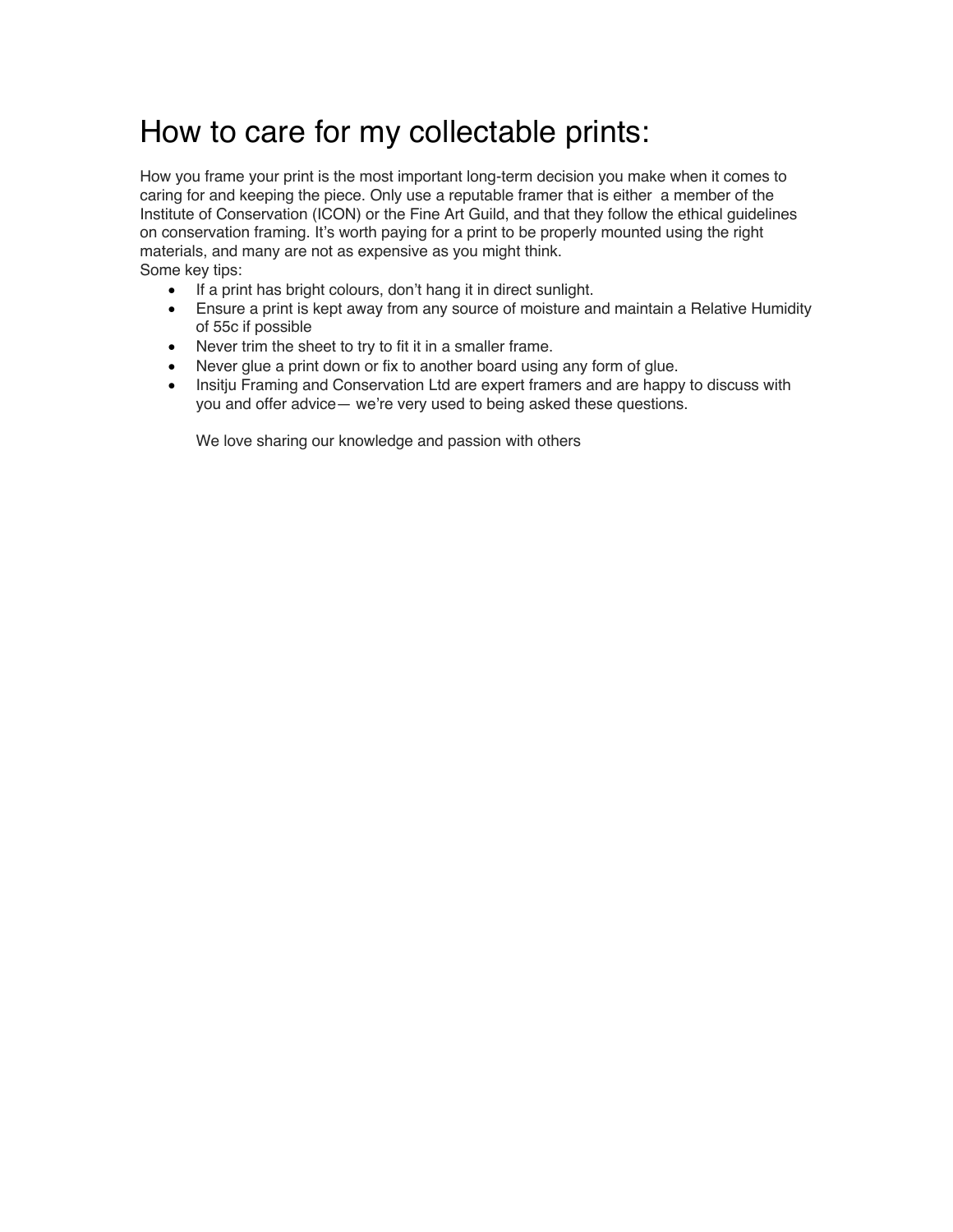# How to care for my collectable prints:

How you frame your print is the most important long-term decision you make when it comes to caring for and keeping the piece. Only use a reputable framer that is either a member of the Institute of Conservation (ICON) or the Fine Art Guild, and that they follow the ethical guidelines on conservation framing. It's worth paying for a print to be properly mounted using the right materials, and many are not as expensive as you might think.

Some key tips:

- If a print has bright colours, don't hang it in direct sunlight.
- Ensure a print is kept away from any source of moisture and maintain a Relative Humidity of 55c if possible
- Never trim the sheet to try to fit it in a smaller frame.
- Never glue a print down or fix to another board using any form of glue.
- Insitju Framing and Conservation Ltd are expert framers and are happy to discuss with you and offer advice— we're very used to being asked these questions.

  We love sharing our knowledge and passion with others